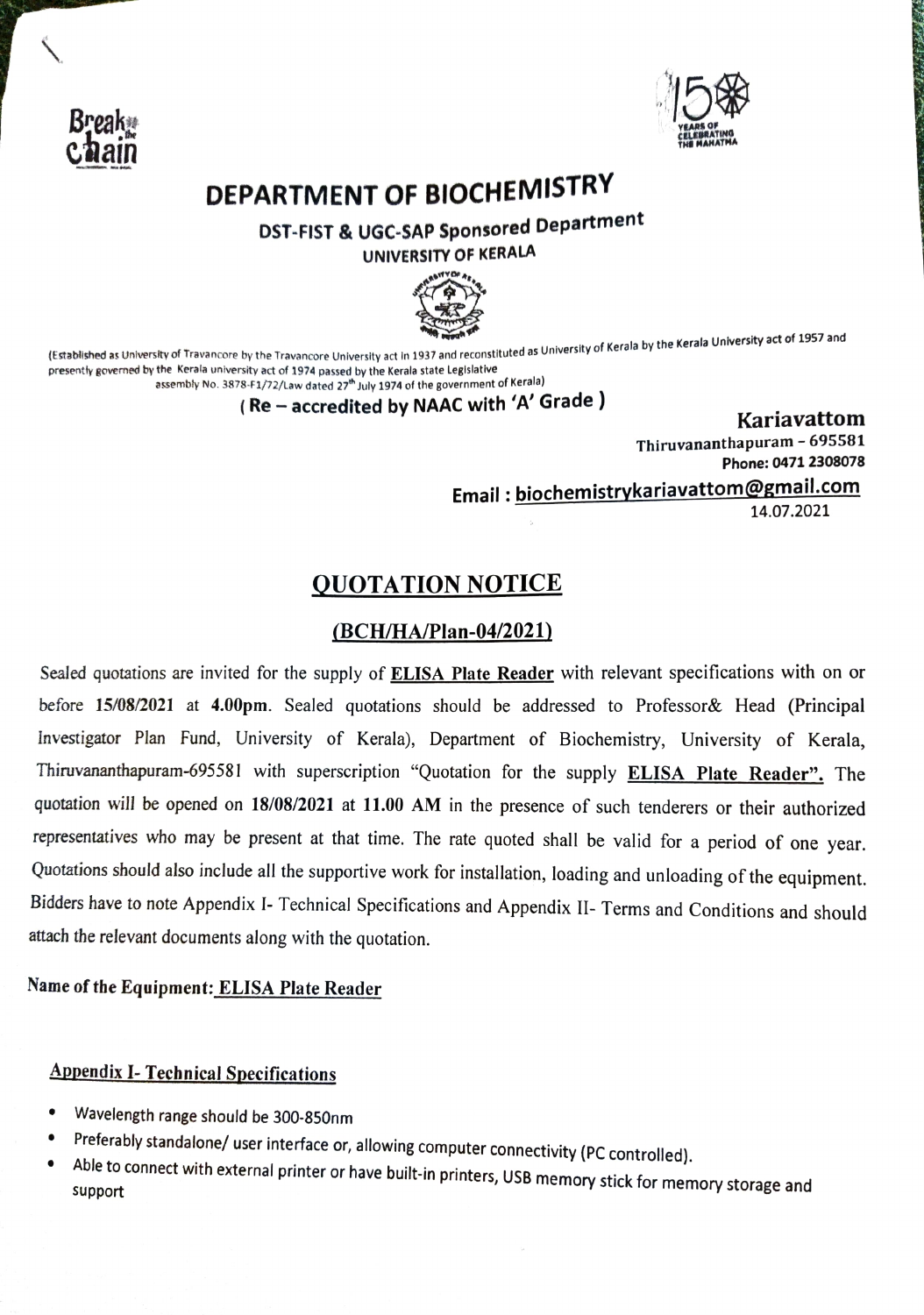Break the chain

150 YEARS OF CELEBRATING THE MAHATMA

# DEPARTMENT OF BIOCHEMISTRY

## DST-FIST & UGC-SAP Sponsored Department

### UNIVERSITY OF KERALA

(Established as University of Travancore by the Travancore University act in 1937 and reconstituted as University of Kerala by the Kerala University act of 1957 and presently governed by the Kerala university act of 1974 passed by the Kerala state Legislative assembly No. 3878-F1/72/Law dated 27th July 1974 of the government of Kerala)

**( Re – accredited by NAAC with 'A' Grade )**

**Kariavattom**
Thiruvananthapuram – 695581
Phone: 0471 2308078
Email : biochemistrykariavattom@gmail.com

14.07.2021

## QUOTATION NOTICE

### (BCH/HA/Plan-04/2021)

Sealed quotations are invited for the supply of **ELISA Plate Reader** with relevant specifications with on or before **15/08/2021** at **4.00pm**. Sealed quotations should be addressed to Professor& Head (Principal Investigator Plan Fund, University of Kerala), Department of Biochemistry, University of Kerala, Thiruvananthapuram-695581 with superscription "Quotation for the supply **ELISA Plate Reader".** The quotation will be opened on **18/08/2021** at **11.00 AM** in the presence of such tenderers or their authorized representatives who may be present at that time. The rate quoted shall be valid for a period of one year. Quotations should also include all the supportive work for installation, loading and unloading of the equipment. Bidders have to note Appendix I- Technical Specifications and Appendix II- Terms and Conditions and should attach the relevant documents along with the quotation.

**Name of the Equipment: ELISA Plate Reader**

**Appendix I- Technical Specifications**

- Wavelength range should be 300-850nm
- Preferably standalone/ user interface or, allowing computer connectivity (PC controlled).
- Able to connect with external printer or have built-in printers, USB memory stick for memory storage and support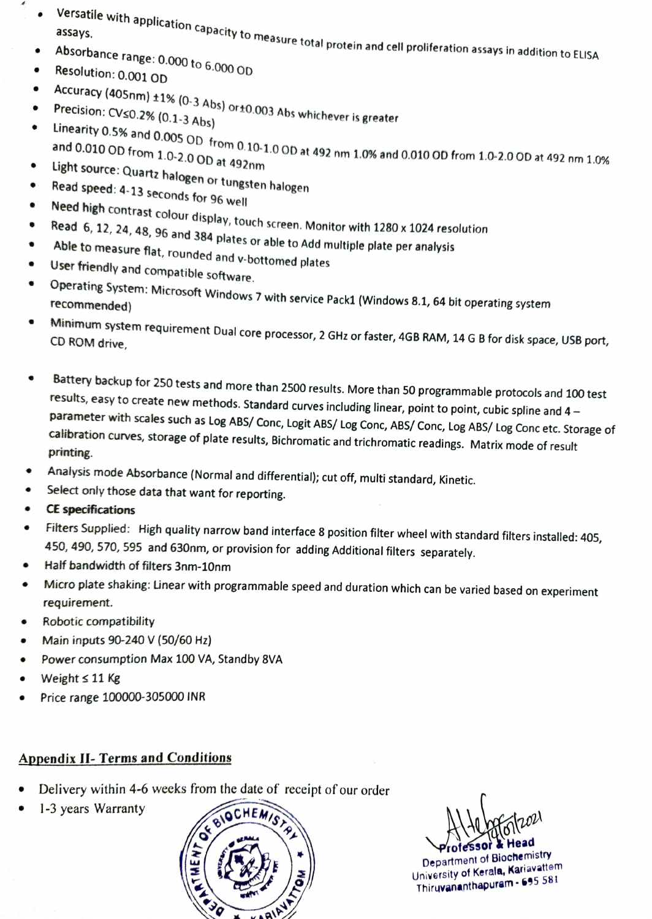- Versatile with application capacity to measure total protein and cell proliferation assays in addition to ELISA assays.
- Absorbance range: 0.000 to 6.000 OD
- Resolution: 0.001 OD
- Accuracy (405nm) ±1% (0-3 Abs) or±0.003 Abs whichever is greater
- Precision: CV≤0.2% (0.1-3 Abs)
- Linearity 0.5% and 0.005 OD from 0.10-1.0 OD at 492 nm 1.0% and 0.010 OD from 1.0-2.0 OD at 492 nm 1.0% and 0.010 OD from 1.0-2.0 OD at 492nm
- Light source: Quartz halogen or tungsten halogen
- Read speed: 4-13 seconds for 96 well
- Need high contrast colour display, touch screen. Monitor with 1280 x 1024 resolution
- Read 6, 12, 24, 48, 96 and 384 plates or able to Add multiple plate per analysis
- Able to measure flat, rounded and v-bottomed plates
- User friendly and compatible software.
- Operating System: Microsoft Windows 7 with service Pack1 (Windows 8.1, 64 bit operating system recommended)
- Minimum system requirement Dual core processor, 2 GHz or faster, 4GB RAM, 14 G B for disk space, USB port, CD ROM drive,
- Battery backup for 250 tests and more than 2500 results. More than 50 programmable protocols and 100 test results, easy to create new methods. Standard curves including linear, point to point, cubic spline and 4 – parameter with scales such as Log ABS/ Conc, Logit ABS/ Log Conc, ABS/ Conc, Log ABS/ Log Conc etc. Storage of calibration curves, storage of plate results, Bichromatic and trichromatic readings. Matrix mode of result printing.
- Analysis mode Absorbance (Normal and differential); cut off, multi standard, Kinetic.
- Select only those data that want for reporting.
- **CE specifications**
- Filters Supplied: High quality narrow band interface 8 position filter wheel with standard filters installed: 405, 450, 490, 570, 595 and 630nm, or provision for adding Additional filters separately.
- Half bandwidth of filters 3nm-10nm
- Micro plate shaking: Linear with programmable speed and duration which can be varied based on experiment requirement.
- Robotic compatibility
- Main inputs 90-240 V (50/60 Hz)
- Power consumption Max 100 VA, Standby 8VA
- Weight ≤ 11 Kg
- Price range 100000-305000 INR

## Appendix II- Terms and Conditions

- Delivery within 4-6 weeks from the date of receipt of our order
- 1-3 years Warranty

DEPARTMENT OF BIOCHEMISTRY KARIAVATTOM

19/01/2021

Professor & Head
Department of Biochemistry
University of Kerala, Kariavattom
Thiruvananthapuram - 695 581